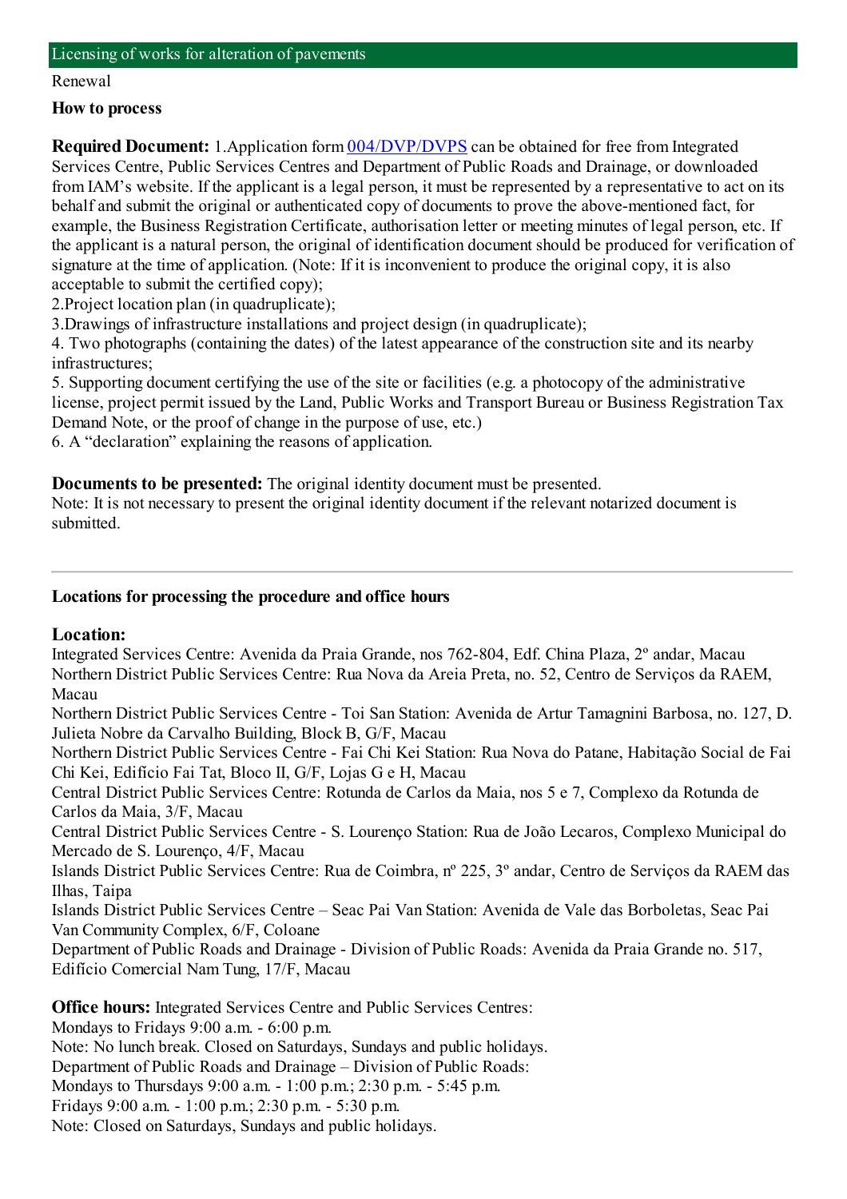## Licensing of works for alteration of pavements

Renewal

**How to process**

**Required Document:** 1.Application form 004/DVP/DVPS can be obtained for free from Integrated Services Centre, Public Services Centres and Department of Public Roads and Drainage, or downloaded from IAM's website. If the applicant is a legal person, it must be represented by a representative to act on its behalf and submit the original or authenticated copy of documents to prove the above-mentioned fact, for example, the Business Registration Certificate, authorisation letter or meeting minutes of legal person, etc. If the applicant is a natural person, the original of identification document should be produced for verification of signature at the time of application. (Note: If it is inconvenient to produce the original copy, it is also acceptable to submit the certified copy);

2.Project location plan (in quadruplicate);

3.Drawings of infrastructure installations and project design (in quadruplicate);

4. Two photographs (containing the dates) of the latest appearance of the construction site and its nearby infrastructures;

5. Supporting document certifying the use of the site or facilities (e.g. a photocopy of the administrative license, project permit issued by the Land, Public Works and Transport Bureau or Business Registration Tax Demand Note, or the proof of change in the purpose of use, etc.)

6. A "declaration" explaining the reasons of application.

**Documents to be presented:** The original identity document must be presented.

Note: It is not necessary to present the original identity document if the relevant notarized document is submitted.

---

**Locations for processing the procedure and office hours**

**Location:**

Integrated Services Centre: Avenida da Praia Grande, nos 762-804, Edf. China Plaza, 2º andar, Macau

Northern District Public Services Centre: Rua Nova da Areia Preta, no. 52, Centro de Serviços da RAEM, Macau

Northern District Public Services Centre - Toi San Station: Avenida de Artur Tamagnini Barbosa, no. 127, D. Julieta Nobre da Carvalho Building, Block B, G/F, Macau

Northern District Public Services Centre - Fai Chi Kei Station: Rua Nova do Patane, Habitação Social de Fai Chi Kei, Edifício Fai Tat, Bloco II, G/F, Lojas G e H, Macau

Central District Public Services Centre: Rotunda de Carlos da Maia, nos 5 e 7, Complexo da Rotunda de Carlos da Maia, 3/F, Macau

Central District Public Services Centre - S. Lourenço Station: Rua de João Lecaros, Complexo Municipal do Mercado de S. Lourenço, 4/F, Macau

Islands District Public Services Centre: Rua de Coimbra, nº 225, 3º andar, Centro de Serviços da RAEM das Ilhas, Taipa

Islands District Public Services Centre – Seac Pai Van Station: Avenida de Vale das Borboletas, Seac Pai Van Community Complex, 6/F, Coloane

Department of Public Roads and Drainage - Division of Public Roads: Avenida da Praia Grande no. 517, Edifício Comercial Nam Tung, 17/F, Macau

**Office hours:** Integrated Services Centre and Public Services Centres:

Mondays to Fridays 9:00 a.m. - 6:00 p.m.

Note: No lunch break. Closed on Saturdays, Sundays and public holidays.

Department of Public Roads and Drainage – Division of Public Roads:

Mondays to Thursdays 9:00 a.m. - 1:00 p.m.; 2:30 p.m. - 5:45 p.m.

Fridays 9:00 a.m. - 1:00 p.m.; 2:30 p.m. - 5:30 p.m.

Note: Closed on Saturdays, Sundays and public holidays.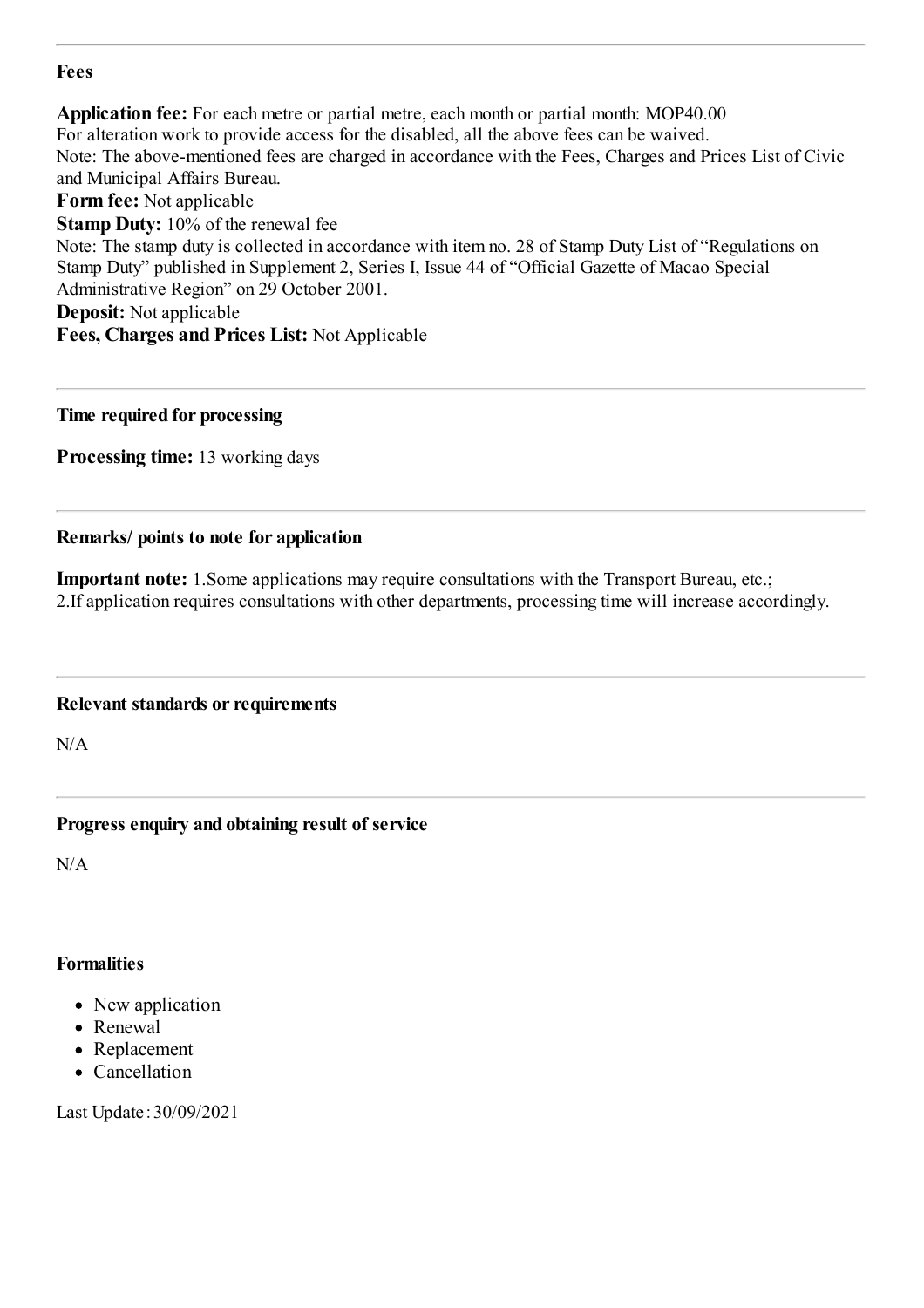---

### Fees

**Application fee:** For each metre or partial metre, each month or partial month: MOP40.00
For alteration work to provide access for the disabled, all the above fees can be waived.
Note: The above-mentioned fees are charged in accordance with the Fees, Charges and Prices List of Civic and Municipal Affairs Bureau.
**Form fee:** Not applicable
**Stamp Duty:** 10% of the renewal fee
Note: The stamp duty is collected in accordance with item no. 28 of Stamp Duty List of "Regulations on Stamp Duty" published in Supplement 2, Series I, Issue 44 of "Official Gazette of Macao Special Administrative Region" on 29 October 2001.
**Deposit:** Not applicable
**Fees, Charges and Prices List:** Not Applicable

---

### Time required for processing

**Processing time:** 13 working days

---

### Remarks/ points to note for application

**Important note:** 1.Some applications may require consultations with the Transport Bureau, etc.;
2.If application requires consultations with other departments, processing time will increase accordingly.

---

### Relevant standards or requirements

N/A

---

### Progress enquiry and obtaining result of service

N/A

### Formalities

- New application
- Renewal
- Replacement
- Cancellation

Last Update : 30/09/2021